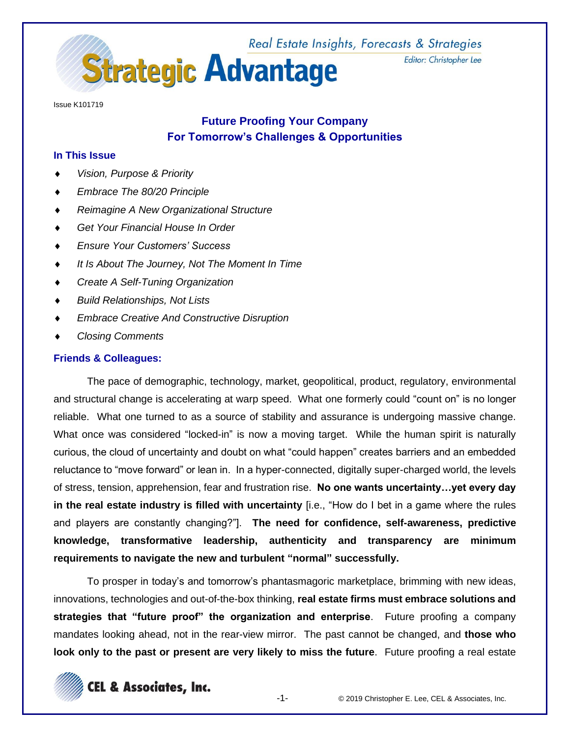# Strategic Advantage

Real Estate Insights, Forecasts & Strategies

Editor: Christopher Lee

Issue K101719

## Future Proofing Your Company
## For Tomorrow's Challenges & Opportunities

### In This Issue

- *Vision, Purpose & Priority*
- *Embrace The 80/20 Principle*
- *Reimagine A New Organizational Structure*
- *Get Your Financial House In Order*
- *Ensure Your Customers' Success*
- *It Is About The Journey, Not The Moment In Time*
- *Create A Self-Tuning Organization*
- *Build Relationships, Not Lists*
- *Embrace Creative And Constructive Disruption*
- *Closing Comments*

### Friends & Colleagues:

The pace of demographic, technology, market, geopolitical, product, regulatory, environmental and structural change is accelerating at warp speed. What one formerly could "count on" is no longer reliable. What one turned to as a source of stability and assurance is undergoing massive change. What once was considered "locked-in" is now a moving target. While the human spirit is naturally curious, the cloud of uncertainty and doubt on what "could happen" creates barriers and an embedded reluctance to "move forward" or lean in. In a hyper-connected, digitally super-charged world, the levels of stress, tension, apprehension, fear and frustration rise. **No one wants uncertainty…yet every day in the real estate industry is filled with uncertainty** [i.e., "How do I bet in a game where the rules and players are constantly changing?"]. **The need for confidence, self-awareness, predictive knowledge, transformative leadership, authenticity and transparency are minimum requirements to navigate the new and turbulent "normal" successfully.**

To prosper in today's and tomorrow's phantasmagoric marketplace, brimming with new ideas, innovations, technologies and out-of-the-box thinking, **real estate firms must embrace solutions and strategies that "future proof" the organization and enterprise**. Future proofing a company mandates looking ahead, not in the rear-view mirror. The past cannot be changed, and **those who look only to the past or present are very likely to miss the future**. Future proofing a real estate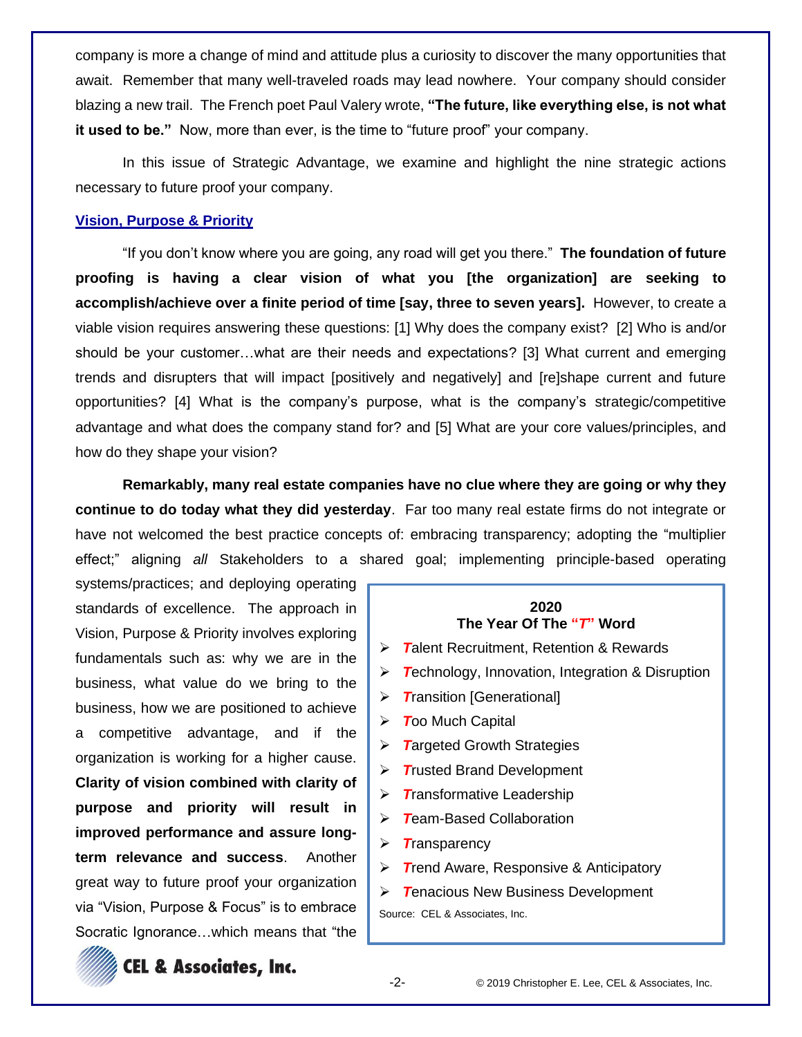company is more a change of mind and attitude plus a curiosity to discover the many opportunities that await. Remember that many well-traveled roads may lead nowhere. Your company should consider blazing a new trail. The French poet Paul Valery wrote, **"The future, like everything else, is not what it used to be."** Now, more than ever, is the time to "future proof" your company.

In this issue of Strategic Advantage, we examine and highlight the nine strategic actions necessary to future proof your company.

## Vision, Purpose & Priority

"If you don't know where you are going, any road will get you there." **The foundation of future proofing is having a clear vision of what you [the organization] are seeking to accomplish/achieve over a finite period of time [say, three to seven years].** However, to create a viable vision requires answering these questions: [1] Why does the company exist? [2] Who is and/or should be your customer…what are their needs and expectations? [3] What current and emerging trends and disrupters that will impact [positively and negatively] and [re]shape current and future opportunities? [4] What is the company's purpose, what is the company's strategic/competitive advantage and what does the company stand for? and [5] What are your core values/principles, and how do they shape your vision?

**Remarkably, many real estate companies have no clue where they are going or why they continue to do today what they did yesterday**. Far too many real estate firms do not integrate or have not welcomed the best practice concepts of: embracing transparency; adopting the "multiplier effect;" aligning *all* Stakeholders to a shared goal; implementing principle-based operating systems/practices; and deploying operating standards of excellence. The approach in Vision, Purpose & Priority involves exploring fundamentals such as: why we are in the business, what value do we bring to the business, how we are positioned to achieve a competitive advantage, and if the organization is working for a higher cause. **Clarity of vision combined with clarity of purpose and priority will result in improved performance and assure long-term relevance and success**. Another great way to future proof your organization via "Vision, Purpose & Focus" is to embrace Socratic Ignorance…which means that "the

**2020**
**The Year Of The *"T"* Word**

- ***T***alent Recruitment, Retention & Rewards
- ***T***echnology, Innovation, Integration & Disruption
- ***T***ransition [Generational]
- ***T***oo Much Capital
- ***T***argeted Growth Strategies
- ***T***rusted Brand Development
- ***T***ransformative Leadership
- ***T***eam-Based Collaboration
- ***T***ransparency
- ***T***rend Aware, Responsive & Anticipatory
- ***T***enacious New Business Development

Source: CEL & Associates, Inc.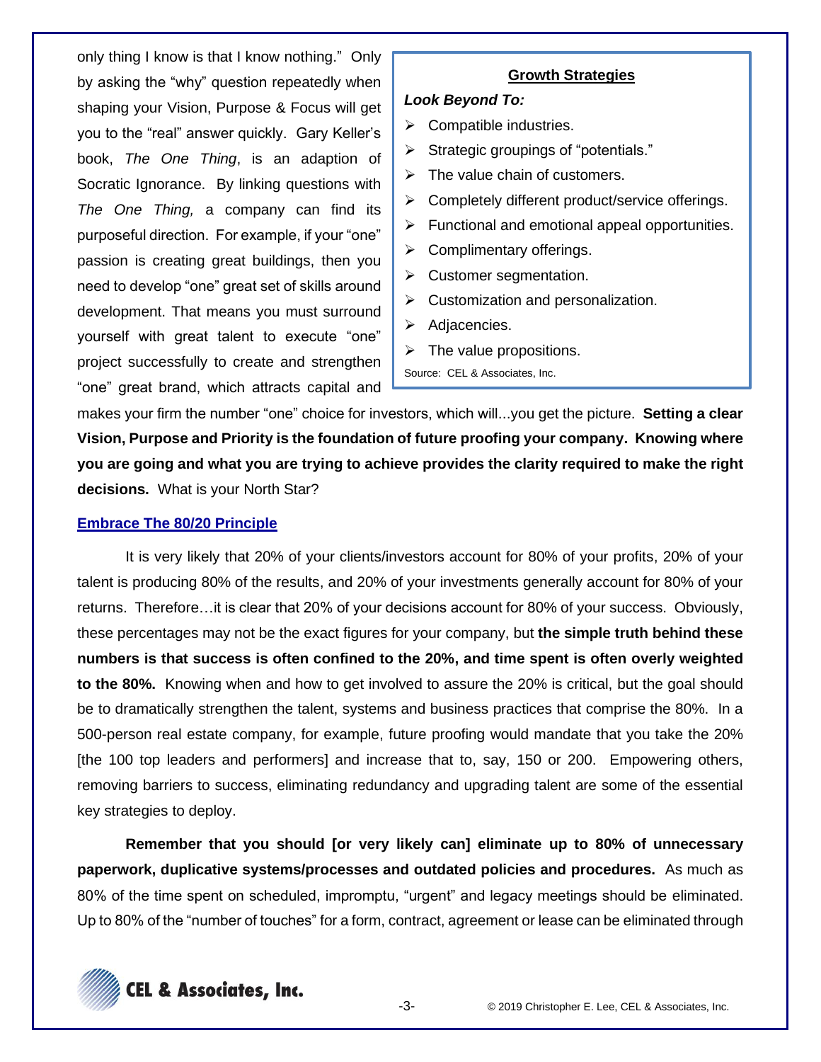only thing I know is that I know nothing." Only by asking the "why" question repeatedly when shaping your Vision, Purpose & Focus will get you to the "real" answer quickly. Gary Keller's book, *The One Thing*, is an adaption of Socratic Ignorance. By linking questions with *The One Thing,* a company can find its purposeful direction. For example, if your "one" passion is creating great buildings, then you need to develop "one" great set of skills around development. That means you must surround yourself with great talent to execute "one" project successfully to create and strengthen "one" great brand, which attracts capital and makes your firm the number "one" choice for investors, which will...you get the picture. **Setting a clear Vision, Purpose and Priority is the foundation of future proofing your company. Knowing where you are going and what you are trying to achieve provides the clarity required to make the right decisions.** What is your North Star?

> **Growth Strategies**
>
> ***Look Beyond To:***
>
> - Compatible industries.
> - Strategic groupings of "potentials."
> - The value chain of customers.
> - Completely different product/service offerings.
> - Functional and emotional appeal opportunities.
> - Complimentary offerings.
> - Customer segmentation.
> - Customization and personalization.
> - Adjacencies.
> - The value propositions.
>
> Source: CEL & Associates, Inc.

## Embrace The 80/20 Principle

It is very likely that 20% of your clients/investors account for 80% of your profits, 20% of your talent is producing 80% of the results, and 20% of your investments generally account for 80% of your returns. Therefore…it is clear that 20% of your decisions account for 80% of your success. Obviously, these percentages may not be the exact figures for your company, but **the simple truth behind these numbers is that success is often confined to the 20%, and time spent is often overly weighted to the 80%.** Knowing when and how to get involved to assure the 20% is critical, but the goal should be to dramatically strengthen the talent, systems and business practices that comprise the 80%. In a 500-person real estate company, for example, future proofing would mandate that you take the 20% [the 100 top leaders and performers] and increase that to, say, 150 or 200. Empowering others, removing barriers to success, eliminating redundancy and upgrading talent are some of the essential key strategies to deploy.

**Remember that you should [or very likely can] eliminate up to 80% of unnecessary paperwork, duplicative systems/processes and outdated policies and procedures.** As much as 80% of the time spent on scheduled, impromptu, "urgent" and legacy meetings should be eliminated. Up to 80% of the "number of touches" for a form, contract, agreement or lease can be eliminated through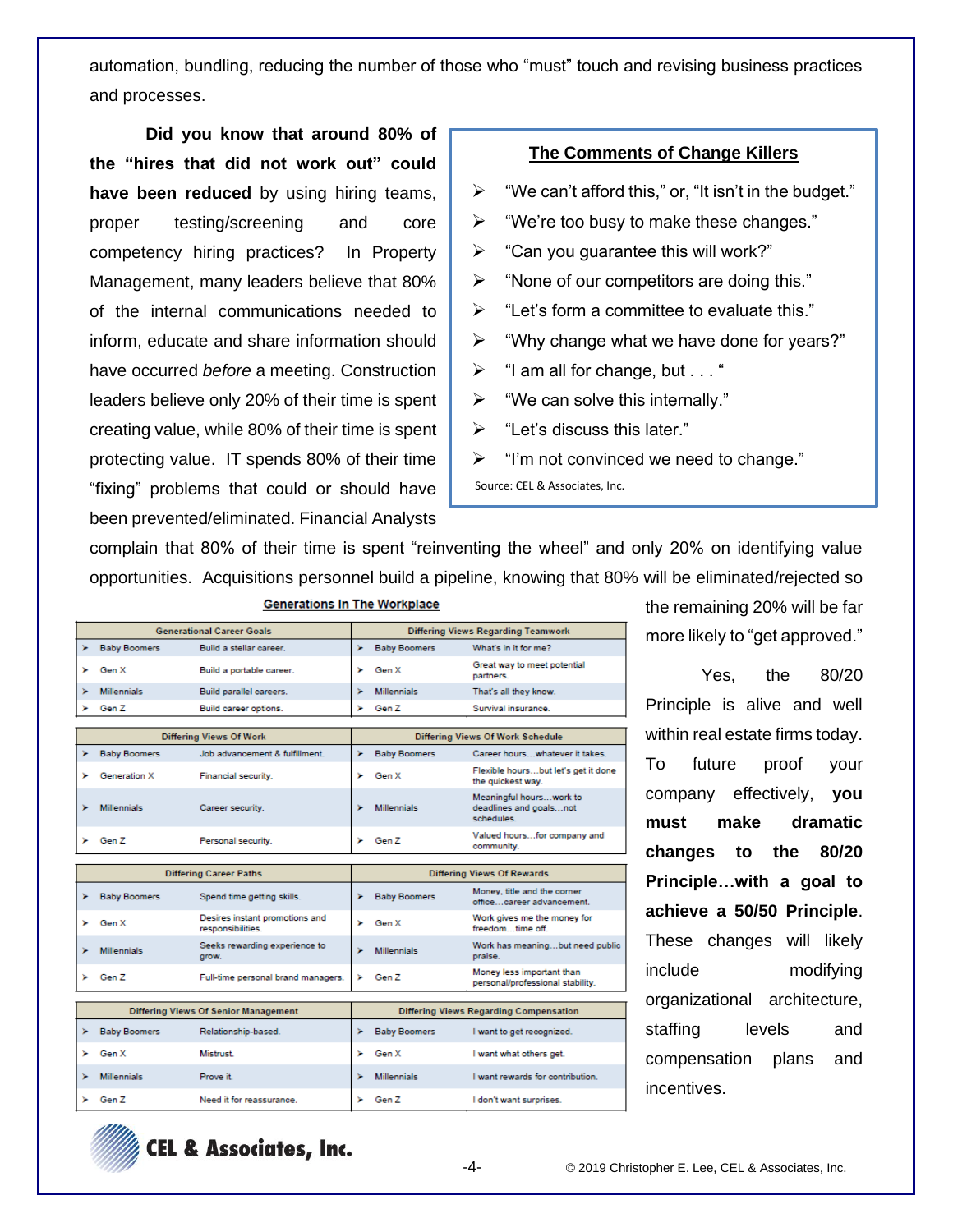automation, bundling, reducing the number of those who "must" touch and revising business practices and processes.

**Did you know that around 80% of the "hires that did not work out" could have been reduced** by using hiring teams, proper testing/screening and core competency hiring practices? In Property Management, many leaders believe that 80% of the internal communications needed to inform, educate and share information should have occurred *before* a meeting. Construction leaders believe only 20% of their time is spent creating value, while 80% of their time is spent protecting value. IT spends 80% of their time "fixing" problems that could or should have been prevented/eliminated. Financial Analysts complain that 80% of their time is spent "reinventing the wheel" and only 20% on identifying value opportunities. Acquisitions personnel build a pipeline, knowing that 80% will be eliminated/rejected so the remaining 20% will be far more likely to "get approved."

**The Comments of Change Killers**

- "We can't afford this," or, "It isn't in the budget."
- "We're too busy to make these changes."
- "Can you guarantee this will work?"
- "None of our competitors are doing this."
- "Let's form a committee to evaluate this."
- "Why change what we have done for years?"
- "I am all for change, but . . . "
- "We can solve this internally."
- "Let's discuss this later."
- "I'm not convinced we need to change."

Source: CEL & Associates, Inc.

**Generations In The Workplace**

| Generational Career Goals | | Differing Views Regarding Teamwork | |
|---|---|---|---|
| Baby Boomers | Build a stellar career. | Baby Boomers | What's in it for me? |
| Gen X | Build a portable career. | Gen X | Great way to meet potential partners. |
| Millennials | Build parallel careers. | Millennials | That's all they know. |
| Gen Z | Build career options. | Gen Z | Survival insurance. |

| Differing Views Of Work | | Differing Views Of Work Schedule | |
|---|---|---|---|
| Baby Boomers | Job advancement & fulfillment. | Baby Boomers | Career hours…whatever it takes. |
| Generation X | Financial security. | Gen X | Flexible hours…but let's get it done the quickest way. |
| Millennials | Career security. | Millennials | Meaningful hours…work to deadlines and goals…not schedules. |
| Gen Z | Personal security. | Gen Z | Valued hours…for company and community. |

| Differing Career Paths | | Differing Views Of Rewards | |
|---|---|---|---|
| Baby Boomers | Spend time getting skills. | Baby Boomers | Money, title and the corner office…career advancement. |
| Gen X | Desires instant promotions and responsibilities. | Gen X | Work gives me the money for freedom…time off. |
| Millennials | Seeks rewarding experience to grow. | Millennials | Work has meaning…but need public praise. |
| Gen Z | Full-time personal brand managers. | Gen Z | Money less important than personal/professional stability. |

| Differing Views Of Senior Management | | Differing Views Regarding Compensation | |
|---|---|---|---|
| Baby Boomers | Relationship-based. | Baby Boomers | I want to get recognized. |
| Gen X | Mistrust. | Gen X | I want what others get. |
| Millennials | Prove it. | Millennials | I want rewards for contribution. |
| Gen Z | Need it for reassurance. | Gen Z | I don't want surprises. |

Yes, the 80/20 Principle is alive and well within real estate firms today. To future proof your company effectively, **you must make dramatic changes to the 80/20 Principle…with a goal to achieve a 50/50 Principle**. These changes will likely include modifying organizational architecture, staffing levels and compensation plans and incentives.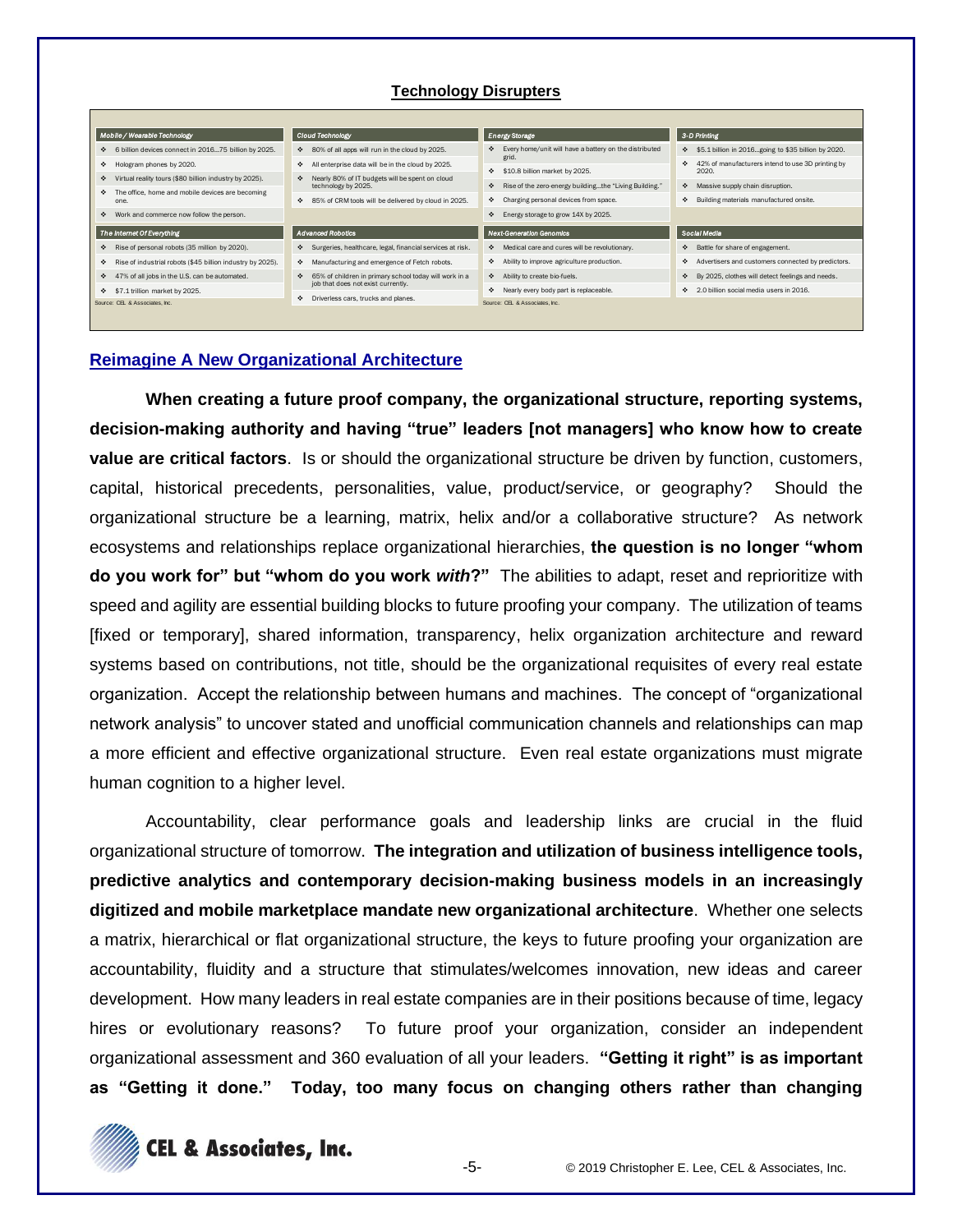**Technology Disrupters**

| *Mobile / Wearable Technology* | *Cloud Technology* | *Energy Storage* | *3-D Printing* |
|---|---|---|---|
| ❖ 6 billion devices connect in 2016…75 billion by 2025.<br>❖ Hologram phones by 2020.<br>❖ Virtual reality tours ($80 billion industry by 2025).<br>❖ The office, home and mobile devices are becoming one.<br>❖ Work and commerce now follow the person. | ❖ 80% of all apps will run in the cloud by 2025.<br>❖ All enterprise data will be in the cloud by 2025.<br>❖ Nearly 80% of IT budgets will be spent on cloud technology by 2025.<br>❖ 85% of CRM tools will be delivered by cloud in 2025. | ❖ Every home/unit will have a battery on the distributed grid.<br>❖ $10.8 billion market by 2025.<br>❖ Rise of the zero-energy building…the "Living Building."<br>❖ Charging personal devices from space.<br>❖ Energy storage to grow 14X by 2025. | ❖ $5.1 billion in 2016…going to $35 billion by 2020.<br>❖ 42% of manufacturers intend to use 3D printing by 2020.<br>❖ Massive supply chain disruption.<br>❖ Building materials manufactured onsite. |
| *The Internet Of Everything* | *Advanced Robotics* | *Next-Generation Genomics* | *Social Media* |
| ❖ Rise of personal robots (35 million by 2020).<br>❖ Rise of industrial robots ($45 billion industry by 2025).<br>❖ 47% of all jobs in the U.S. can be automated.<br>❖ $7.1 trillion market by 2025. | ❖ Surgeries, healthcare, legal, financial services at risk.<br>❖ Manufacturing and emergence of Fetch robots.<br>❖ 65% of children in primary school today will work in a job that does not exist currently.<br>❖ Driverless cars, trucks and planes. | ❖ Medical care and cures will be revolutionary.<br>❖ Ability to improve agriculture production.<br>❖ Ability to create bio-fuels.<br>❖ Nearly every body part is replaceable. | ❖ Battle for share of engagement.<br>❖ Advertisers and customers connected by predictors.<br>❖ By 2025, clothes will detect feelings and needs.<br>❖ 2.0 billion social media users in 2016. |

Source: CEL & Associates, Inc.

## Reimagine A New Organizational Architecture

**When creating a future proof company, the organizational structure, reporting systems, decision-making authority and having "true" leaders [not managers] who know how to create value are critical factors**. Is or should the organizational structure be driven by function, customers, capital, historical precedents, personalities, value, product/service, or geography? Should the organizational structure be a learning, matrix, helix and/or a collaborative structure? As network ecosystems and relationships replace organizational hierarchies, **the question is no longer "whom do you work for" but "whom do you work *with*?"** The abilities to adapt, reset and reprioritize with speed and agility are essential building blocks to future proofing your company. The utilization of teams [fixed or temporary], shared information, transparency, helix organization architecture and reward systems based on contributions, not title, should be the organizational requisites of every real estate organization. Accept the relationship between humans and machines. The concept of "organizational network analysis" to uncover stated and unofficial communication channels and relationships can map a more efficient and effective organizational structure. Even real estate organizations must migrate human cognition to a higher level.

Accountability, clear performance goals and leadership links are crucial in the fluid organizational structure of tomorrow. **The integration and utilization of business intelligence tools, predictive analytics and contemporary decision-making business models in an increasingly digitized and mobile marketplace mandate new organizational architecture**. Whether one selects a matrix, hierarchical or flat organizational structure, the keys to future proofing your organization are accountability, fluidity and a structure that stimulates/welcomes innovation, new ideas and career development. How many leaders in real estate companies are in their positions because of time, legacy hires or evolutionary reasons? To future proof your organization, consider an independent organizational assessment and 360 evaluation of all your leaders. **"Getting it right" is as important as "Getting it done." Today, too many focus on changing others rather than changing**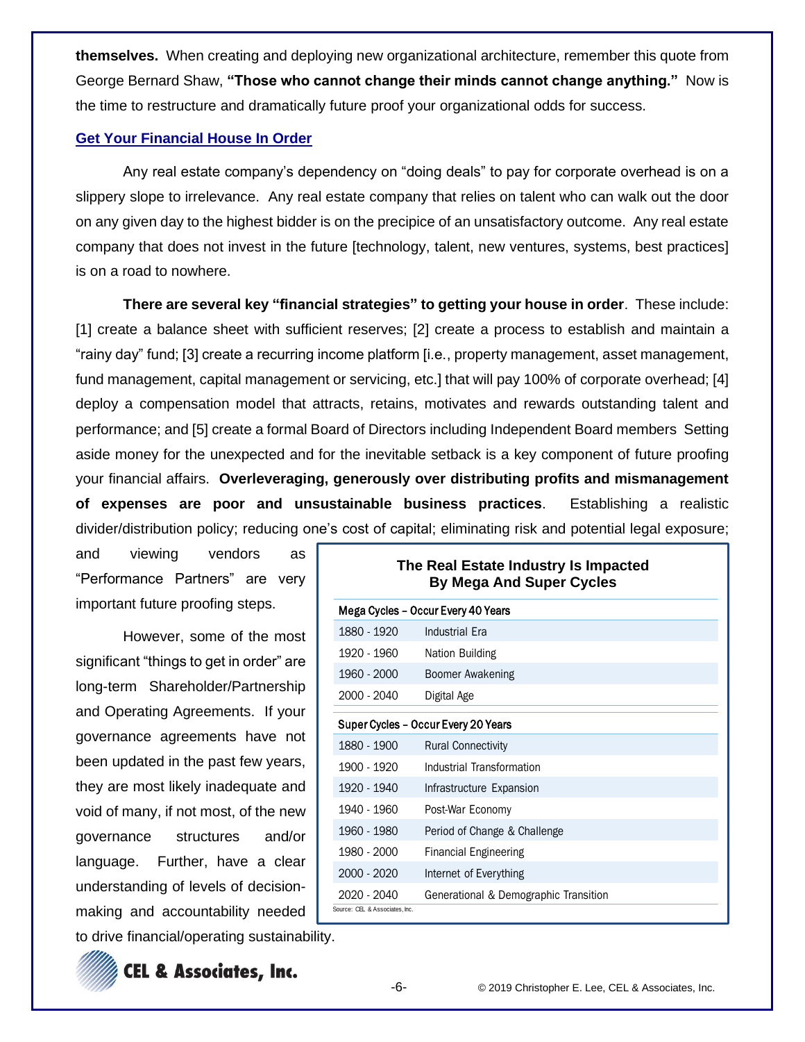**themselves.** When creating and deploying new organizational architecture, remember this quote from George Bernard Shaw, **"Those who cannot change their minds cannot change anything."** Now is the time to restructure and dramatically future proof your organizational odds for success.

## Get Your Financial House In Order

Any real estate company's dependency on "doing deals" to pay for corporate overhead is on a slippery slope to irrelevance. Any real estate company that relies on talent who can walk out the door on any given day to the highest bidder is on the precipice of an unsatisfactory outcome. Any real estate company that does not invest in the future [technology, talent, new ventures, systems, best practices] is on a road to nowhere.

**There are several key "financial strategies" to getting your house in order**. These include: [1] create a balance sheet with sufficient reserves; [2] create a process to establish and maintain a "rainy day" fund; [3] create a recurring income platform [i.e., property management, asset management, fund management, capital management or servicing, etc.] that will pay 100% of corporate overhead; [4] deploy a compensation model that attracts, retains, motivates and rewards outstanding talent and performance; and [5] create a formal Board of Directors including Independent Board members Setting aside money for the unexpected and for the inevitable setback is a key component of future proofing your financial affairs. **Overleveraging, generously over distributing profits and mismanagement of expenses are poor and unsustainable business practices**. Establishing a realistic divider/distribution policy; reducing one's cost of capital; eliminating risk and potential legal exposure; and viewing vendors as "Performance Partners" are very important future proofing steps.

However, some of the most significant "things to get in order" are long-term Shareholder/Partnership and Operating Agreements. If your governance agreements have not been updated in the past few years, they are most likely inadequate and void of many, if not most, of the new governance structures and/or language. Further, have a clear understanding of levels of decision-making and accountability needed to drive financial/operating sustainability.

**The Real Estate Industry Is Impacted By Mega And Super Cycles**

| Mega Cycles – Occur Every 40 Years | |
|---|---|
| 1880 - 1920 | Industrial Era |
| 1920 - 1960 | Nation Building |
| 1960 - 2000 | Boomer Awakening |
| 2000 - 2040 | Digital Age |
| **Super Cycles – Occur Every 20 Years** | |
| 1880 - 1900 | Rural Connectivity |
| 1900 - 1920 | Industrial Transformation |
| 1920 - 1940 | Infrastructure Expansion |
| 1940 - 1960 | Post-War Economy |
| 1960 - 1980 | Period of Change & Challenge |
| 1980 - 2000 | Financial Engineering |
| 2000 - 2020 | Internet of Everything |
| 2020 - 2040 | Generational & Demographic Transition |

Source: CEL & Associates, Inc.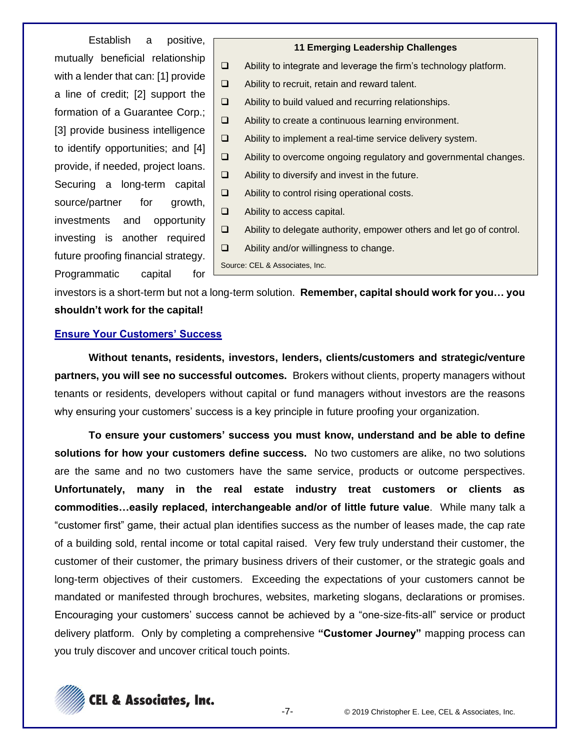Establish a positive, mutually beneficial relationship with a lender that can: [1] provide a line of credit; [2] support the formation of a Guarantee Corp.; [3] provide business intelligence to identify opportunities; and [4] provide, if needed, project loans. Securing a long-term capital source/partner for growth, investments and opportunity investing is another required future proofing financial strategy. Programmatic capital for investors is a short-term but not a long-term solution. **Remember, capital should work for you… you shouldn't work for the capital!**

> **11 Emerging Leadership Challenges**
>
> - ❑ Ability to integrate and leverage the firm's technology platform.
> - ❑ Ability to recruit, retain and reward talent.
> - ❑ Ability to build valued and recurring relationships.
> - ❑ Ability to create a continuous learning environment.
> - ❑ Ability to implement a real-time service delivery system.
> - ❑ Ability to overcome ongoing regulatory and governmental changes.
> - ❑ Ability to diversify and invest in the future.
> - ❑ Ability to control rising operational costs.
> - ❑ Ability to access capital.
> - ❑ Ability to delegate authority, empower others and let go of control.
> - ❑ Ability and/or willingness to change.
>
> Source: CEL & Associates, Inc.

## Ensure Your Customers' Success

**Without tenants, residents, investors, lenders, clients/customers and strategic/venture partners, you will see no successful outcomes.** Brokers without clients, property managers without tenants or residents, developers without capital or fund managers without investors are the reasons why ensuring your customers' success is a key principle in future proofing your organization.

**To ensure your customers' success you must know, understand and be able to define solutions for how your customers define success.** No two customers are alike, no two solutions are the same and no two customers have the same service, products or outcome perspectives. **Unfortunately, many in the real estate industry treat customers or clients as commodities…easily replaced, interchangeable and/or of little future value**. While many talk a "customer first" game, their actual plan identifies success as the number of leases made, the cap rate of a building sold, rental income or total capital raised. Very few truly understand their customer, the customer of their customer, the primary business drivers of their customer, or the strategic goals and long-term objectives of their customers. Exceeding the expectations of your customers cannot be mandated or manifested through brochures, websites, marketing slogans, declarations or promises. Encouraging your customers' success cannot be achieved by a "one-size-fits-all" service or product delivery platform. Only by completing a comprehensive **"Customer Journey"** mapping process can you truly discover and uncover critical touch points.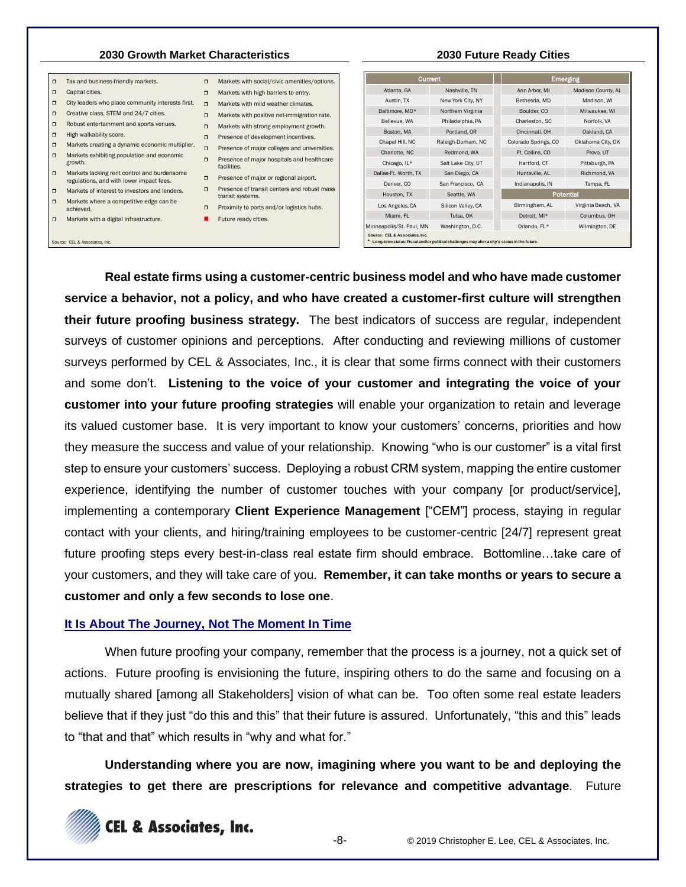**2030 Growth Market Characteristics**

- Tax and business-friendly markets.
- Capital cities.
- City leaders who place community interests first.
- Creative class, STEM and 24/7 cities.
- Robust entertainment and sports venues.
- High walkability score.
- Markets creating a dynamic economic multiplier.
- Markets exhibiting population and economic growth.
- Markets lacking rent control and burdensome regulations, and with lower impact fees.
- Markets of interest to investors and lenders.
- Markets where a competitive edge can be achieved.
- Markets with a digital infrastructure.
- Markets with social/civic amenities/options.
- Markets with high barriers to entry.
- Markets with mild weather climates.
- Markets with positive net-immigration rate.
- Markets with strong employment growth.
- Presence of development incentives.
- Presence of major colleges and universities.
- Presence of major hospitals and healthcare facilities.
- Presence of major or regional airport.
- Presence of transit centers and robust mass transit systems.
- Proximity to ports and/or logistics hubs.
- Future ready cities.

Source: CEL & Associates, Inc.

**2030 Future Ready Cities**

| Current | | Emerging | |
|---|---|---|---|
| Atlanta, GA | Nashville, TN | Ann Arbor, MI | Madison County, AL |
| Austin, TX | New York City, NY | Bethesda, MD | Madison, WI |
| Baltimore, MD* | Northern Virginia | Boulder, CO | Milwaukee, WI |
| Bellevue, WA | Philadelphia, PA | Charleston, SC | Norfolk, VA |
| Boston, MA | Portland, OR | Cincinnati, OH | Oakland, CA |
| Chapel Hill, NC | Raleigh-Durham, NC | Colorado Springs, CO | Oklahoma City, OK |
| Charlotte, NC | Redmond, WA | Ft. Collins, CO | Provo, UT |
| Chicago, IL* | Salt Lake City, UT | Hartford, CT | Pittsburgh, PA |
| Dallas-Ft. Worth, TX | San Diego, CA | Huntsville, AL | Richmond, VA |
| Denver, CO | San Francisco, CA | Indianapolis, IN | Tampa, FL |
| Houston, TX | Seattle, WA | **Potential** | |
| Los Angeles, CA | Silicon Valley, CA | Birmingham, AL | Virginia Beach, VA |
| Miami, FL | Tulsa, OK | Detroit, MI* | Columbus, OH |
| Minneapolis/St. Paul, MN | Washington, D.C. | Orlando, FL* | Wilmington, DE |

Source: CEL & Associates, Inc.
* Long-term status: Fiscal and/or political challenges may alter a city's status in the future.

**Real estate firms using a customer-centric business model and who have made customer service a behavior, not a policy, and who have created a customer-first culture will strengthen their future proofing business strategy.** The best indicators of success are regular, independent surveys of customer opinions and perceptions. After conducting and reviewing millions of customer surveys performed by CEL & Associates, Inc., it is clear that some firms connect with their customers and some don't. **Listening to the voice of your customer and integrating the voice of your customer into your future proofing strategies** will enable your organization to retain and leverage its valued customer base. It is very important to know your customers' concerns, priorities and how they measure the success and value of your relationship. Knowing "who is our customer" is a vital first step to ensure your customers' success. Deploying a robust CRM system, mapping the entire customer experience, identifying the number of customer touches with your company [or product/service], implementing a contemporary **Client Experience Management** ["CEM"] process, staying in regular contact with your clients, and hiring/training employees to be customer-centric [24/7] represent great future proofing steps every best-in-class real estate firm should embrace. Bottomline…take care of your customers, and they will take care of you. **Remember, it can take months or years to secure a customer and only a few seconds to lose one**.

## It Is About The Journey, Not The Moment In Time

When future proofing your company, remember that the process is a journey, not a quick set of actions. Future proofing is envisioning the future, inspiring others to do the same and focusing on a mutually shared [among all Stakeholders] vision of what can be. Too often some real estate leaders believe that if they just "do this and this" that their future is assured. Unfortunately, "this and this" leads to "that and that" which results in "why and what for."

**Understanding where you are now, imagining where you want to be and deploying the strategies to get there are prescriptions for relevance and competitive advantage**. Future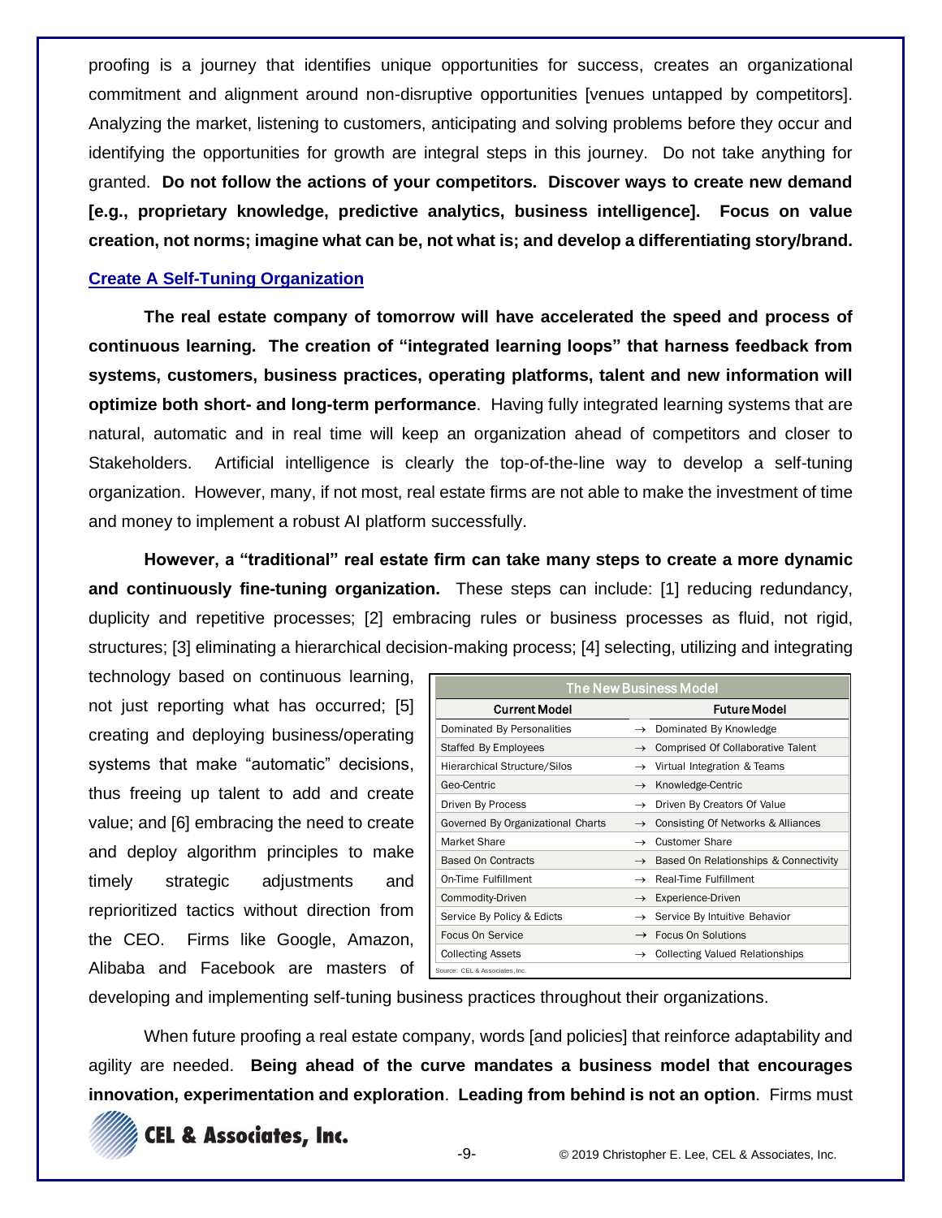proofing is a journey that identifies unique opportunities for success, creates an organizational commitment and alignment around non-disruptive opportunities [venues untapped by competitors]. Analyzing the market, listening to customers, anticipating and solving problems before they occur and identifying the opportunities for growth are integral steps in this journey. Do not take anything for granted. **Do not follow the actions of your competitors. Discover ways to create new demand [e.g., proprietary knowledge, predictive analytics, business intelligence]. Focus on value creation, not norms; imagine what can be, not what is; and develop a differentiating story/brand.**

## Create A Self-Tuning Organization

**The real estate company of tomorrow will have accelerated the speed and process of continuous learning. The creation of "integrated learning loops" that harness feedback from systems, customers, business practices, operating platforms, talent and new information will optimize both short- and long-term performance**. Having fully integrated learning systems that are natural, automatic and in real time will keep an organization ahead of competitors and closer to Stakeholders. Artificial intelligence is clearly the top-of-the-line way to develop a self-tuning organization. However, many, if not most, real estate firms are not able to make the investment of time and money to implement a robust AI platform successfully.

**However, a "traditional" real estate firm can take many steps to create a more dynamic and continuously fine-tuning organization.** These steps can include: [1] reducing redundancy, duplicity and repetitive processes; [2] embracing rules or business processes as fluid, not rigid, structures; [3] eliminating a hierarchical decision-making process; [4] selecting, utilizing and integrating technology based on continuous learning, not just reporting what has occurred; [5] creating and deploying business/operating systems that make "automatic" decisions, thus freeing up talent to add and create value; and [6] embracing the need to create and deploy algorithm principles to make timely strategic adjustments and reprioritized tactics without direction from the CEO. Firms like Google, Amazon, Alibaba and Facebook are masters of developing and implementing self-tuning business practices throughout their organizations.

**The New Business Model**

| Current Model | | Future Model |
|---|---|---|
| Dominated By Personalities | → | Dominated By Knowledge |
| Staffed By Employees | → | Comprised Of Collaborative Talent |
| Hierarchical Structure/Silos | → | Virtual Integration & Teams |
| Geo-Centric | → | Knowledge-Centric |
| Driven By Process | → | Driven By Creators Of Value |
| Governed By Organizational Charts | → | Consisting Of Networks & Alliances |
| Market Share | → | Customer Share |
| Based On Contracts | → | Based On Relationships & Connectivity |
| On-Time Fulfillment | → | Real-Time Fulfillment |
| Commodity-Driven | → | Experience-Driven |
| Service By Policy & Edicts | → | Service By Intuitive Behavior |
| Focus On Service | → | Focus On Solutions |
| Collecting Assets | → | Collecting Valued Relationships |

Source: CEL & Associates, Inc.

When future proofing a real estate company, words [and policies] that reinforce adaptability and agility are needed. **Being ahead of the curve mandates a business model that encourages innovation, experimentation and exploration**. **Leading from behind is not an option**. Firms must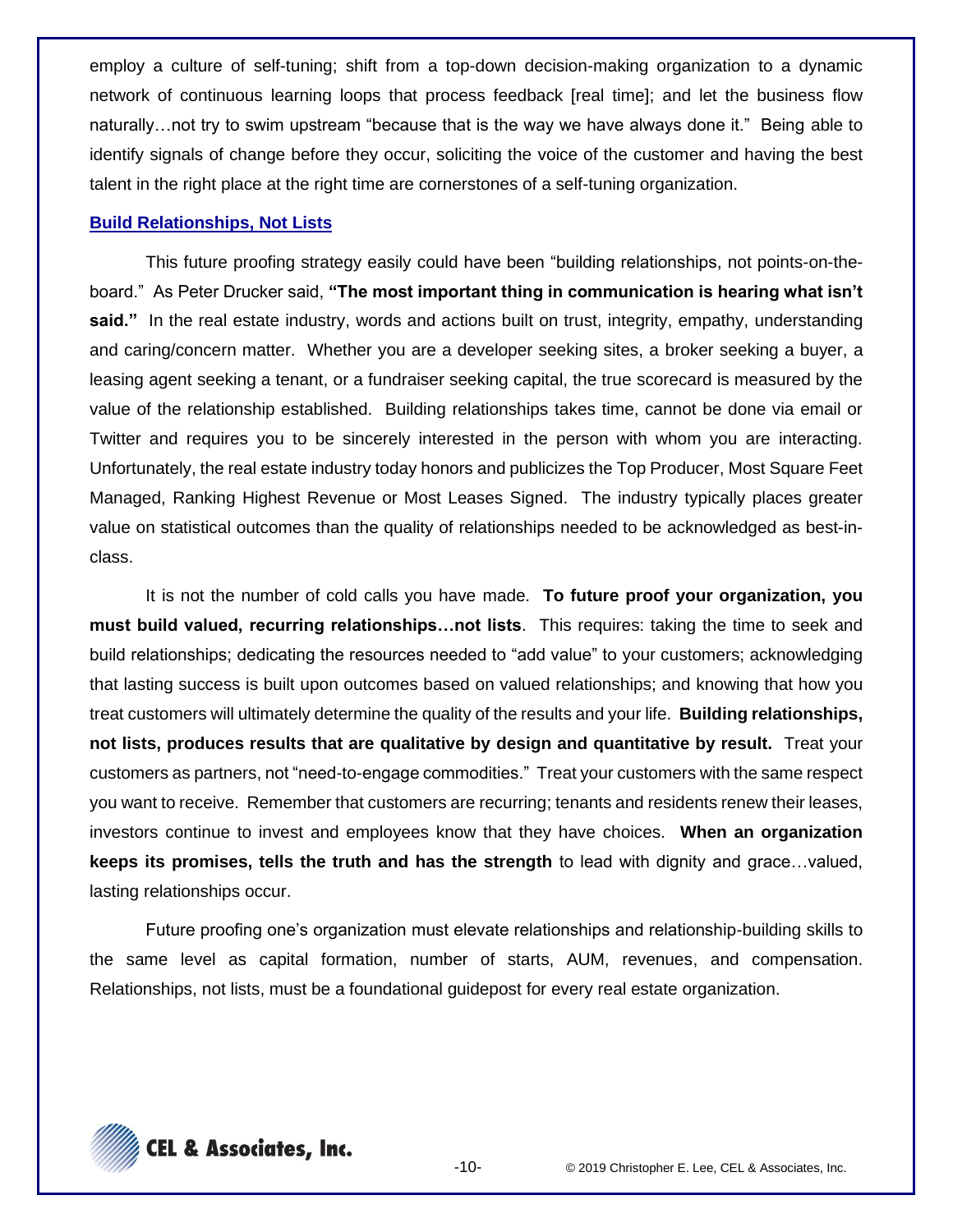employ a culture of self-tuning; shift from a top-down decision-making organization to a dynamic network of continuous learning loops that process feedback [real time]; and let the business flow naturally…not try to swim upstream "because that is the way we have always done it." Being able to identify signals of change before they occur, soliciting the voice of the customer and having the best talent in the right place at the right time are cornerstones of a self-tuning organization.

## Build Relationships, Not Lists

This future proofing strategy easily could have been "building relationships, not points-on-the-board." As Peter Drucker said, **"The most important thing in communication is hearing what isn't said."** In the real estate industry, words and actions built on trust, integrity, empathy, understanding and caring/concern matter. Whether you are a developer seeking sites, a broker seeking a buyer, a leasing agent seeking a tenant, or a fundraiser seeking capital, the true scorecard is measured by the value of the relationship established. Building relationships takes time, cannot be done via email or Twitter and requires you to be sincerely interested in the person with whom you are interacting. Unfortunately, the real estate industry today honors and publicizes the Top Producer, Most Square Feet Managed, Ranking Highest Revenue or Most Leases Signed. The industry typically places greater value on statistical outcomes than the quality of relationships needed to be acknowledged as best-in-class.

It is not the number of cold calls you have made. **To future proof your organization, you must build valued, recurring relationships…not lists**. This requires: taking the time to seek and build relationships; dedicating the resources needed to "add value" to your customers; acknowledging that lasting success is built upon outcomes based on valued relationships; and knowing that how you treat customers will ultimately determine the quality of the results and your life. **Building relationships, not lists, produces results that are qualitative by design and quantitative by result.** Treat your customers as partners, not "need-to-engage commodities." Treat your customers with the same respect you want to receive. Remember that customers are recurring; tenants and residents renew their leases, investors continue to invest and employees know that they have choices. **When an organization keeps its promises, tells the truth and has the strength** to lead with dignity and grace…valued, lasting relationships occur.

Future proofing one's organization must elevate relationships and relationship-building skills to the same level as capital formation, number of starts, AUM, revenues, and compensation. Relationships, not lists, must be a foundational guidepost for every real estate organization.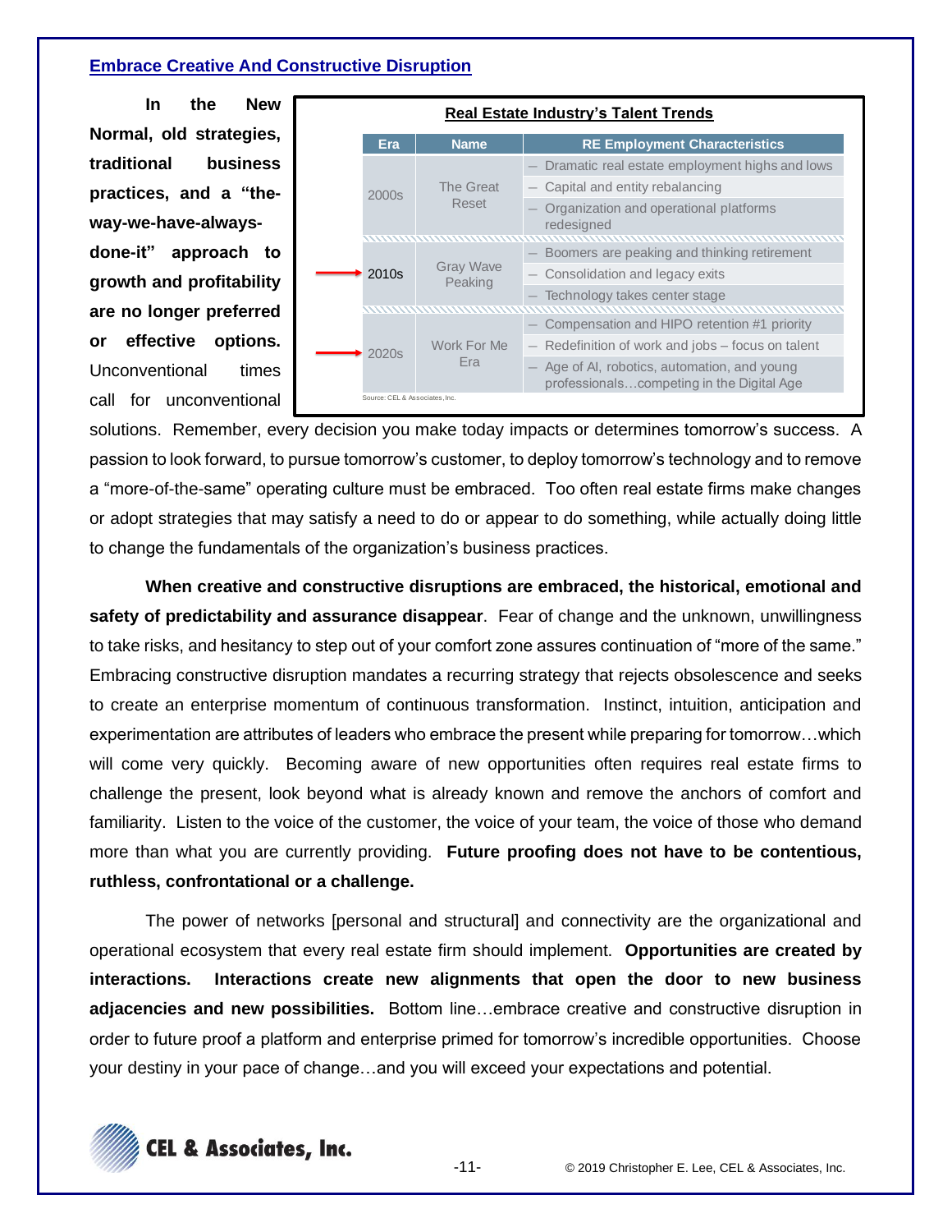## Embrace Creative And Constructive Disruption

**Real Estate Industry's Talent Trends**

| Era | Name | RE Employment Characteristics |
|---|---|---|
| 2000s | The Great Reset | – Dramatic real estate employment highs and lows<br>– Capital and entity rebalancing<br>– Organization and operational platforms redesigned |
| 2010s | Gray Wave Peaking | – Boomers are peaking and thinking retirement<br>– Consolidation and legacy exits<br>– Technology takes center stage |
| 2020s | Work For Me Era | – Compensation and HIPO retention #1 priority<br>– Redefinition of work and jobs – focus on talent<br>– Age of AI, robotics, automation, and young professionals…competing in the Digital Age |

Source: CEL & Associates, Inc.

**In the New Normal, old strategies, traditional business practices, and a "the-way-we-have-always-done-it" approach to growth and profitability are no longer preferred or effective options.** Unconventional times call for unconventional solutions. Remember, every decision you make today impacts or determines tomorrow's success. A passion to look forward, to pursue tomorrow's customer, to deploy tomorrow's technology and to remove a "more-of-the-same" operating culture must be embraced. Too often real estate firms make changes or adopt strategies that may satisfy a need to do or appear to do something, while actually doing little to change the fundamentals of the organization's business practices.

**When creative and constructive disruptions are embraced, the historical, emotional and safety of predictability and assurance disappear**. Fear of change and the unknown, unwillingness to take risks, and hesitancy to step out of your comfort zone assures continuation of "more of the same." Embracing constructive disruption mandates a recurring strategy that rejects obsolescence and seeks to create an enterprise momentum of continuous transformation. Instinct, intuition, anticipation and experimentation are attributes of leaders who embrace the present while preparing for tomorrow…which will come very quickly. Becoming aware of new opportunities often requires real estate firms to challenge the present, look beyond what is already known and remove the anchors of comfort and familiarity. Listen to the voice of the customer, the voice of your team, the voice of those who demand more than what you are currently providing. **Future proofing does not have to be contentious, ruthless, confrontational or a challenge.**

The power of networks [personal and structural] and connectivity are the organizational and operational ecosystem that every real estate firm should implement. **Opportunities are created by interactions. Interactions create new alignments that open the door to new business adjacencies and new possibilities.** Bottom line…embrace creative and constructive disruption in order to future proof a platform and enterprise primed for tomorrow's incredible opportunities. Choose your destiny in your pace of change…and you will exceed your expectations and potential.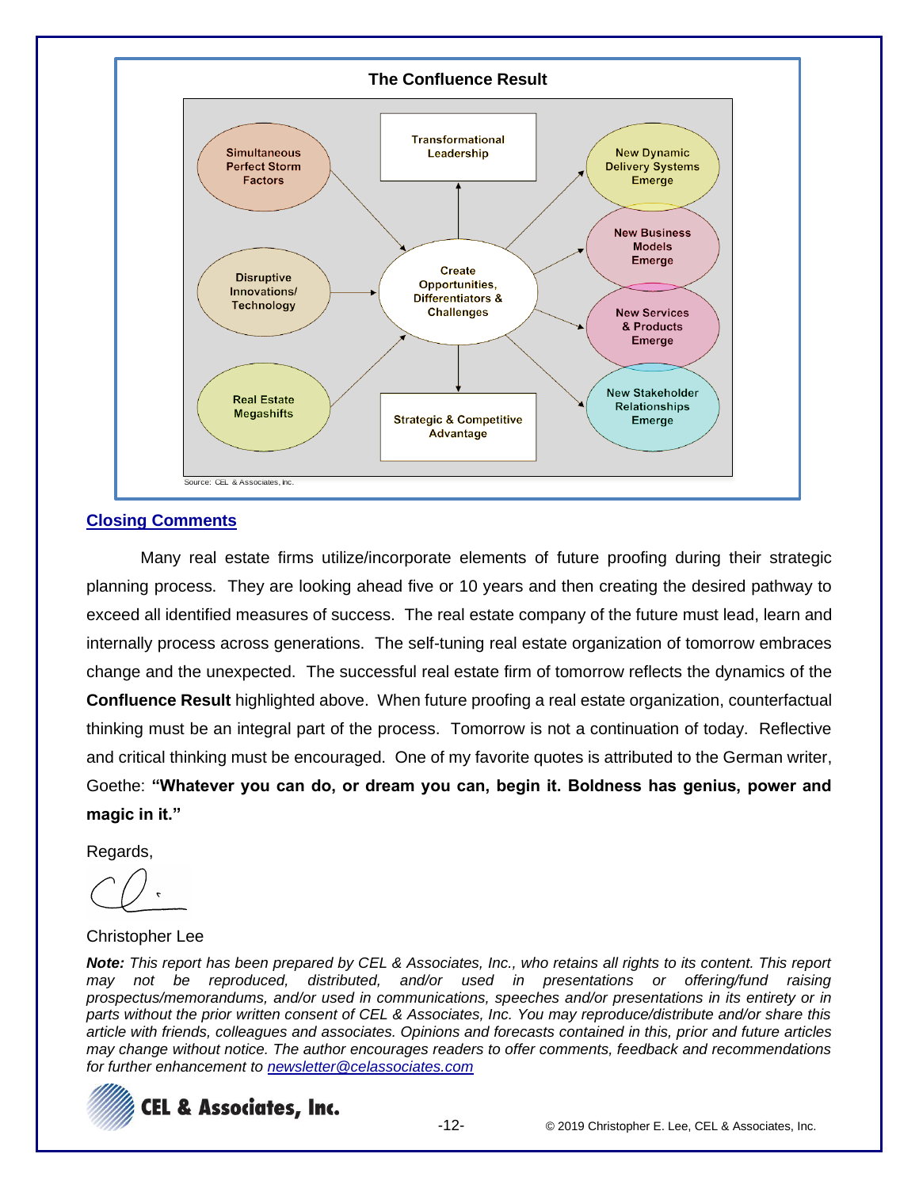**The Confluence Result**

Simultaneous Perfect Storm Factors

Disruptive Innovations/ Technology

Real Estate Megashifts

Transformational Leadership

Create Opportunities, Differentiators & Challenges

Strategic & Competitive Advantage

New Dynamic Delivery Systems Emerge

New Business Models Emerge

New Services & Products Emerge

New Stakeholder Relationships Emerge

Source: CEL & Associates, Inc.

## Closing Comments

Many real estate firms utilize/incorporate elements of future proofing during their strategic planning process. They are looking ahead five or 10 years and then creating the desired pathway to exceed all identified measures of success. The real estate company of the future must lead, learn and internally process across generations. The self-tuning real estate organization of tomorrow embraces change and the unexpected. The successful real estate firm of tomorrow reflects the dynamics of the **Confluence Result** highlighted above. When future proofing a real estate organization, counterfactual thinking must be an integral part of the process. Tomorrow is not a continuation of today. Reflective and critical thinking must be encouraged. One of my favorite quotes is attributed to the German writer, Goethe: **"Whatever you can do, or dream you can, begin it. Boldness has genius, power and magic in it."**

Regards,

Christopher Lee

***Note:*** *This report has been prepared by CEL & Associates, Inc., who retains all rights to its content. This report may not be reproduced, distributed, and/or used in presentations or offering/fund raising prospectus/memorandums, and/or used in communications, speeches and/or presentations in its entirety or in parts without the prior written consent of CEL & Associates, Inc. You may reproduce/distribute and/or share this article with friends, colleagues and associates. Opinions and forecasts contained in this, prior and future articles may change without notice. The author encourages readers to offer comments, feedback and recommendations for further enhancement to* [newsletter@celassociates.com](mailto:newsletter@celassociates.com)

CEL & Associates, Inc.

© 2019 Christopher E. Lee, CEL & Associates, Inc.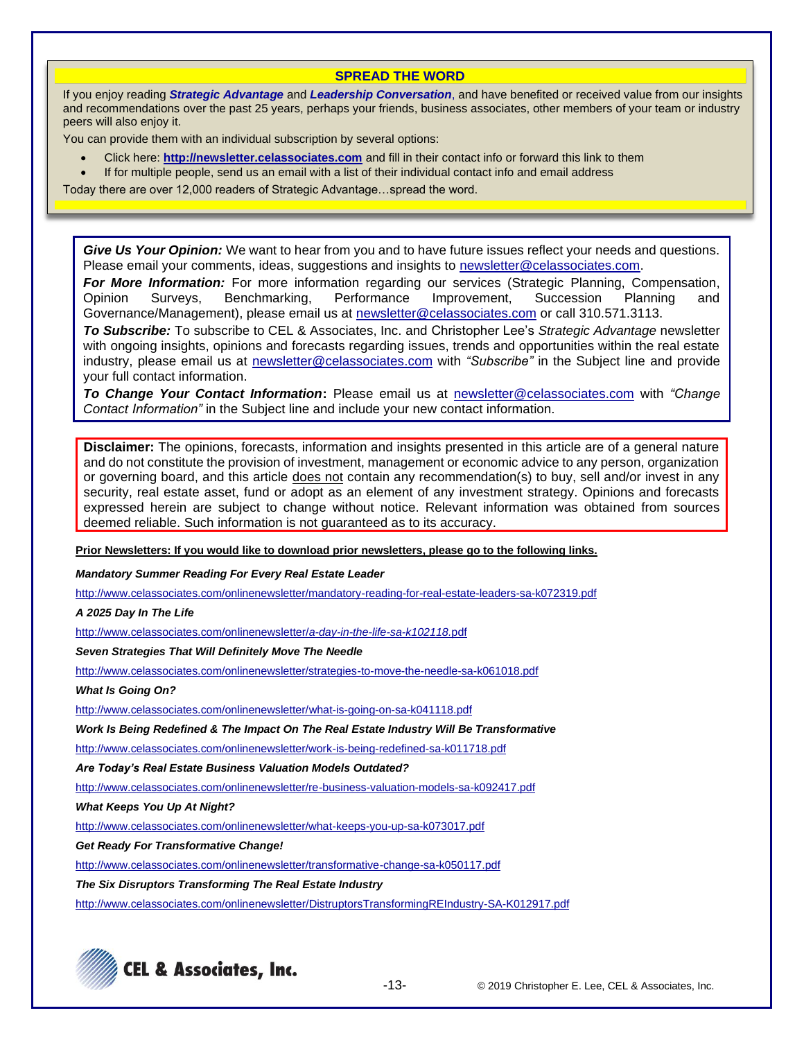## SPREAD THE WORD

If you enjoy reading ***Strategic Advantage*** and ***Leadership Conversation***, and have benefited or received value from our insights and recommendations over the past 25 years, perhaps your friends, business associates, other members of your team or industry peers will also enjoy it.

You can provide them with an individual subscription by several options:

- Click here: **http://newsletter.celassociates.com** and fill in their contact info or forward this link to them
- If for multiple people, send us an email with a list of their individual contact info and email address

Today there are over 12,000 readers of Strategic Advantage…spread the word.

***Give Us Your Opinion:*** We want to hear from you and to have future issues reflect your needs and questions. Please email your comments, ideas, suggestions and insights to newsletter@celassociates.com.

***For More Information:*** For more information regarding our services (Strategic Planning, Compensation, Opinion Surveys, Benchmarking, Performance Improvement, Succession Planning and Governance/Management), please email us at newsletter@celassociates.com or call 310.571.3113.

***To Subscribe:*** To subscribe to CEL & Associates, Inc. and Christopher Lee's *Strategic Advantage* newsletter with ongoing insights, opinions and forecasts regarding issues, trends and opportunities within the real estate industry, please email us at newsletter@celassociates.com with *"Subscribe"* in the Subject line and provide your full contact information.

***To Change Your Contact Information*:** Please email us at newsletter@celassociates.com with *"Change Contact Information"* in the Subject line and include your new contact information.

**Disclaimer:** The opinions, forecasts, information and insights presented in this article are of a general nature and do not constitute the provision of investment, management or economic advice to any person, organization or governing board, and this article does not contain any recommendation(s) to buy, sell and/or invest in any security, real estate asset, fund or adopt as an element of any investment strategy. Opinions and forecasts expressed herein are subject to change without notice. Relevant information was obtained from sources deemed reliable. Such information is not guaranteed as to its accuracy.

**Prior Newsletters: If you would like to download prior newsletters, please go to the following links.**

***Mandatory Summer Reading For Every Real Estate Leader***

http://www.celassociates.com/onlinenewsletter/mandatory-reading-for-real-estate-leaders-sa-k072319.pdf

***A 2025 Day In The Life***

http://www.celassociates.com/onlinenewsletter/a-day-in-the-life-sa-k102118.pdf

***Seven Strategies That Will Definitely Move The Needle***

http://www.celassociates.com/onlinenewsletter/strategies-to-move-the-needle-sa-k061018.pdf

***What Is Going On?***

http://www.celassociates.com/onlinenewsletter/what-is-going-on-sa-k041118.pdf

***Work Is Being Redefined & The Impact On The Real Estate Industry Will Be Transformative***

http://www.celassociates.com/onlinenewsletter/work-is-being-redefined-sa-k011718.pdf

***Are Today's Real Estate Business Valuation Models Outdated?***

http://www.celassociates.com/onlinenewsletter/re-business-valuation-models-sa-k092417.pdf

***What Keeps You Up At Night?***

http://www.celassociates.com/onlinenewsletter/what-keeps-you-up-sa-k073017.pdf

***Get Ready For Transformative Change!***

http://www.celassociates.com/onlinenewsletter/transformative-change-sa-k050117.pdf

***The Six Disruptors Transforming The Real Estate Industry***

http://www.celassociates.com/onlinenewsletter/DistruptorsTransformingREIndustry-SA-K012917.pdf

CEL & Associates, Inc.

© 2019 Christopher E. Lee, CEL & Associates, Inc.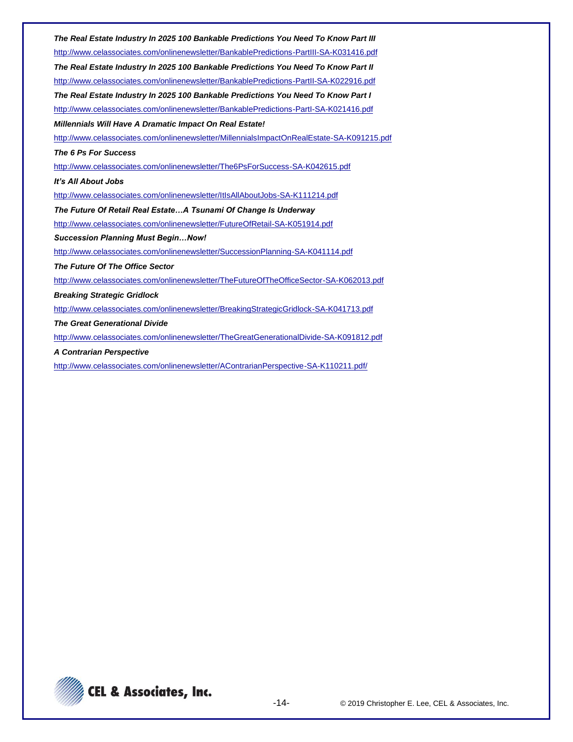***The Real Estate Industry In 2025 100 Bankable Predictions You Need To Know Part III***

http://www.celassociates.com/onlinenewsletter/BankablePredictions-PartIII-SA-K031416.pdf

***The Real Estate Industry In 2025 100 Bankable Predictions You Need To Know Part II***

http://www.celassociates.com/onlinenewsletter/BankablePredictions-PartII-SA-K022916.pdf

***The Real Estate Industry In 2025 100 Bankable Predictions You Need To Know Part I***

http://www.celassociates.com/onlinenewsletter/BankablePredictions-PartI-SA-K021416.pdf

***Millennials Will Have A Dramatic Impact On Real Estate!***

http://www.celassociates.com/onlinenewsletter/MillennialsImpactOnRealEstate-SA-K091215.pdf

***The 6 Ps For Success***

http://www.celassociates.com/onlinenewsletter/The6PsForSuccess-SA-K042615.pdf

***It's All About Jobs***

http://www.celassociates.com/onlinenewsletter/ItIsAllAboutJobs-SA-K111214.pdf

***The Future Of Retail Real Estate…A Tsunami Of Change Is Underway***

http://www.celassociates.com/onlinenewsletter/FutureOfRetail-SA-K051914.pdf

***Succession Planning Must Begin…Now!***

http://www.celassociates.com/onlinenewsletter/SuccessionPlanning-SA-K041114.pdf

***The Future Of The Office Sector***

http://www.celassociates.com/onlinenewsletter/TheFutureOfTheOfficeSector-SA-K062013.pdf

***Breaking Strategic Gridlock***

http://www.celassociates.com/onlinenewsletter/BreakingStrategicGridlock-SA-K041713.pdf

***The Great Generational Divide***

http://www.celassociates.com/onlinenewsletter/TheGreatGenerationalDivide-SA-K091812.pdf

***A Contrarian Perspective***

http://www.celassociates.com/onlinenewsletter/AContrarianPerspective-SA-K110211.pdf/

CEL & Associates, Inc.

© 2019 Christopher E. Lee, CEL & Associates, Inc.